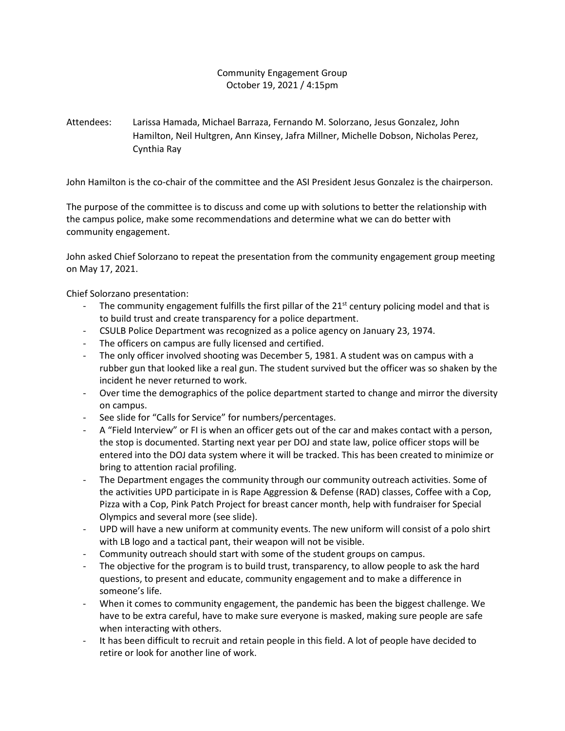Community Engagement Group
October 19, 2021 / 4:15pm

Attendees: Larissa Hamada, Michael Barraza, Fernando M. Solorzano, Jesus Gonzalez, John Hamilton, Neil Hultgren, Ann Kinsey, Jafra Millner, Michelle Dobson, Nicholas Perez, Cynthia Ray

John Hamilton is the co-chair of the committee and the ASI President Jesus Gonzalez is the chairperson.

The purpose of the committee is to discuss and come up with solutions to better the relationship with the campus police, make some recommendations and determine what we can do better with community engagement.

John asked Chief Solorzano to repeat the presentation from the community engagement group meeting on May 17, 2021.

Chief Solorzano presentation:

- The community engagement fulfills the first pillar of the 21st century policing model and that is to build trust and create transparency for a police department.
- CSULB Police Department was recognized as a police agency on January 23, 1974.
- The officers on campus are fully licensed and certified.
- The only officer involved shooting was December 5, 1981. A student was on campus with a rubber gun that looked like a real gun. The student survived but the officer was so shaken by the incident he never returned to work.
- Over time the demographics of the police department started to change and mirror the diversity on campus.
- See slide for "Calls for Service" for numbers/percentages.
- A "Field Interview" or FI is when an officer gets out of the car and makes contact with a person, the stop is documented. Starting next year per DOJ and state law, police officer stops will be entered into the DOJ data system where it will be tracked. This has been created to minimize or bring to attention racial profiling.
- The Department engages the community through our community outreach activities. Some of the activities UPD participate in is Rape Aggression & Defense (RAD) classes, Coffee with a Cop, Pizza with a Cop, Pink Patch Project for breast cancer month, help with fundraiser for Special Olympics and several more (see slide).
- UPD will have a new uniform at community events. The new uniform will consist of a polo shirt with LB logo and a tactical pant, their weapon will not be visible.
- Community outreach should start with some of the student groups on campus.
- The objective for the program is to build trust, transparency, to allow people to ask the hard questions, to present and educate, community engagement and to make a difference in someone's life.
- When it comes to community engagement, the pandemic has been the biggest challenge. We have to be extra careful, have to make sure everyone is masked, making sure people are safe when interacting with others.
- It has been difficult to recruit and retain people in this field. A lot of people have decided to retire or look for another line of work.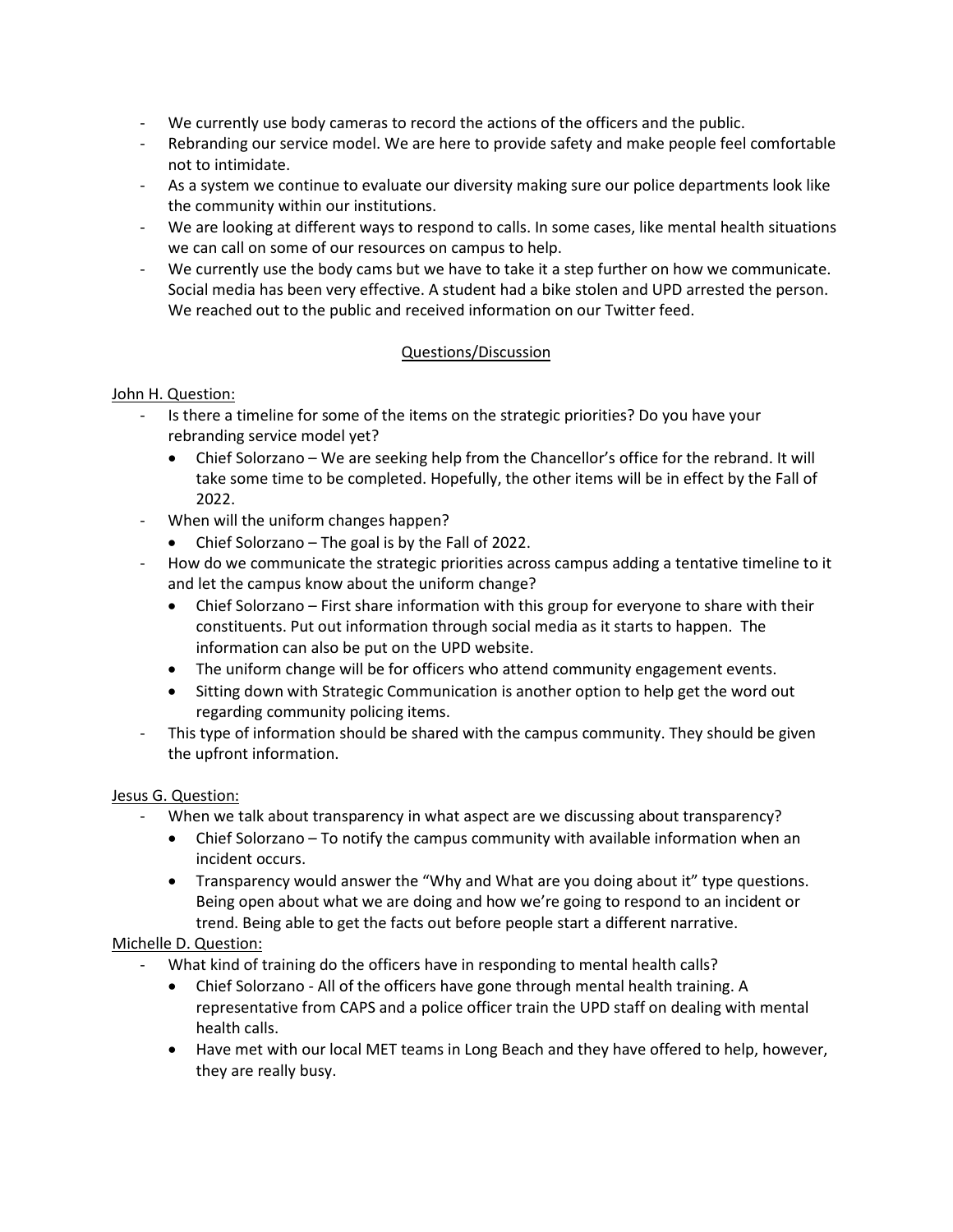- We currently use body cameras to record the actions of the officers and the public.
- Rebranding our service model. We are here to provide safety and make people feel comfortable not to intimidate.
- As a system we continue to evaluate our diversity making sure our police departments look like the community within our institutions.
- We are looking at different ways to respond to calls. In some cases, like mental health situations we can call on some of our resources on campus to help.
- We currently use the body cams but we have to take it a step further on how we communicate. Social media has been very effective. A student had a bike stolen and UPD arrested the person. We reached out to the public and received information on our Twitter feed.

<u>Questions/Discussion</u>

<u>John H. Question:</u>

- Is there a timeline for some of the items on the strategic priorities? Do you have your rebranding service model yet?
  - Chief Solorzano – We are seeking help from the Chancellor's office for the rebrand. It will take some time to be completed. Hopefully, the other items will be in effect by the Fall of 2022.
- When will the uniform changes happen?
  - Chief Solorzano – The goal is by the Fall of 2022.
- How do we communicate the strategic priorities across campus adding a tentative timeline to it and let the campus know about the uniform change?
  - Chief Solorzano – First share information with this group for everyone to share with their constituents. Put out information through social media as it starts to happen. The information can also be put on the UPD website.
  - The uniform change will be for officers who attend community engagement events.
  - Sitting down with Strategic Communication is another option to help get the word out regarding community policing items.
- This type of information should be shared with the campus community. They should be given the upfront information.

<u>Jesus G. Question:</u>

- When we talk about transparency in what aspect are we discussing about transparency?
  - Chief Solorzano – To notify the campus community with available information when an incident occurs.
  - Transparency would answer the "Why and What are you doing about it" type questions. Being open about what we are doing and how we're going to respond to an incident or trend. Being able to get the facts out before people start a different narrative.

<u>Michelle D. Question:</u>

- What kind of training do the officers have in responding to mental health calls?
  - Chief Solorzano - All of the officers have gone through mental health training. A representative from CAPS and a police officer train the UPD staff on dealing with mental health calls.
  - Have met with our local MET teams in Long Beach and they have offered to help, however, they are really busy.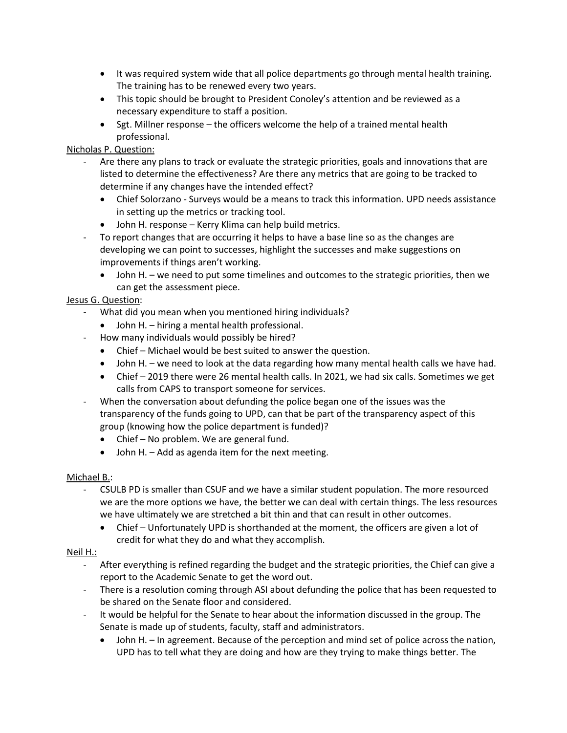- It was required system wide that all police departments go through mental health training. The training has to be renewed every two years.
- This topic should be brought to President Conoley's attention and be reviewed as a necessary expenditure to staff a position.
- Sgt. Millner response – the officers welcome the help of a trained mental health professional.

Nicholas P. Question:

- Are there any plans to track or evaluate the strategic priorities, goals and innovations that are listed to determine the effectiveness? Are there any metrics that are going to be tracked to determine if any changes have the intended effect?
  - Chief Solorzano - Surveys would be a means to track this information. UPD needs assistance in setting up the metrics or tracking tool.
  - John H. response – Kerry Klima can help build metrics.
- To report changes that are occurring it helps to have a base line so as the changes are developing we can point to successes, highlight the successes and make suggestions on improvements if things aren't working.
  - John H. – we need to put some timelines and outcomes to the strategic priorities, then we can get the assessment piece.

Jesus G. Question:

- What did you mean when you mentioned hiring individuals?
  - John H. – hiring a mental health professional.
- How many individuals would possibly be hired?
  - Chief – Michael would be best suited to answer the question.
  - John H. – we need to look at the data regarding how many mental health calls we have had.
  - Chief – 2019 there were 26 mental health calls. In 2021, we had six calls. Sometimes we get calls from CAPS to transport someone for services.
- When the conversation about defunding the police began one of the issues was the transparency of the funds going to UPD, can that be part of the transparency aspect of this group (knowing how the police department is funded)?
  - Chief – No problem. We are general fund.
  - John H. – Add as agenda item for the next meeting.

Michael B.:

- CSULB PD is smaller than CSUF and we have a similar student population. The more resourced we are the more options we have, the better we can deal with certain things. The less resources we have ultimately we are stretched a bit thin and that can result in other outcomes.
  - Chief – Unfortunately UPD is shorthanded at the moment, the officers are given a lot of credit for what they do and what they accomplish.

Neil H.:

- After everything is refined regarding the budget and the strategic priorities, the Chief can give a report to the Academic Senate to get the word out.
- There is a resolution coming through ASI about defunding the police that has been requested to be shared on the Senate floor and considered.
- It would be helpful for the Senate to hear about the information discussed in the group. The Senate is made up of students, faculty, staff and administrators.
  - John H. – In agreement. Because of the perception and mind set of police across the nation, UPD has to tell what they are doing and how are they trying to make things better. The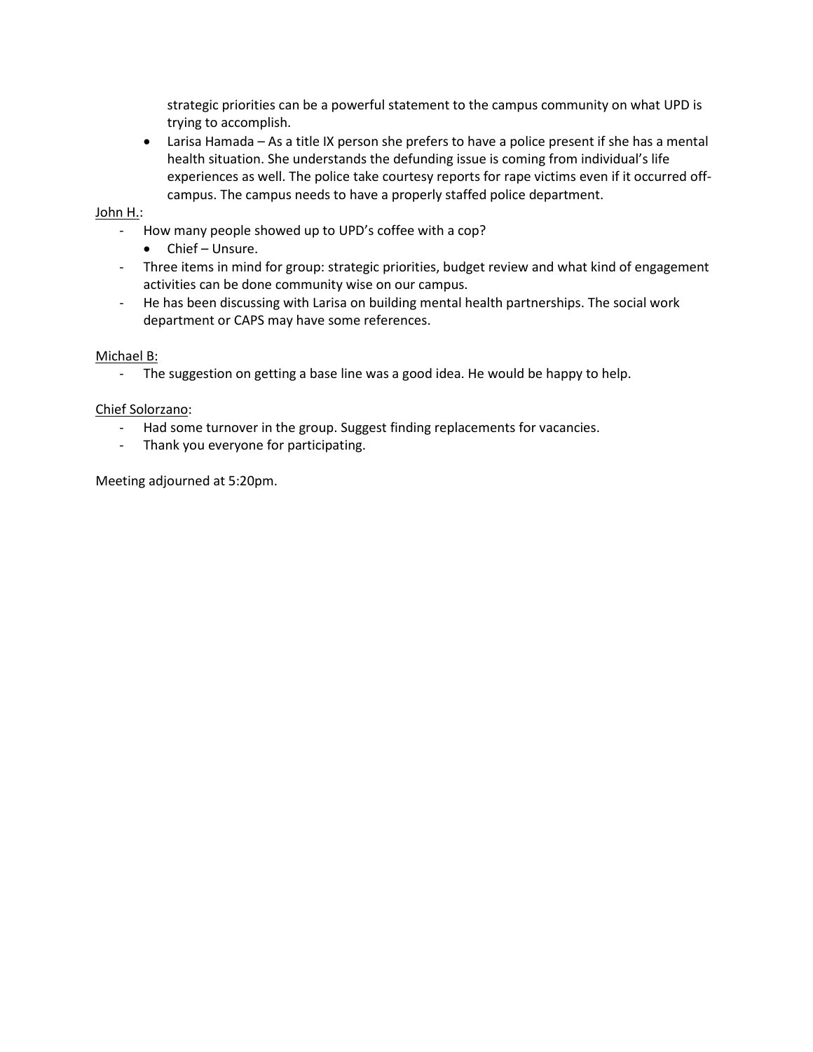strategic priorities can be a powerful statement to the campus community on what UPD is trying to accomplish.

- Larisa Hamada – As a title IX person she prefers to have a police present if she has a mental health situation. She understands the defunding issue is coming from individual's life experiences as well. The police take courtesy reports for rape victims even if it occurred off-campus. The campus needs to have a properly staffed police department.

<u>John H.</u>:

- How many people showed up to UPD's coffee with a cop?
  - Chief – Unsure.
- Three items in mind for group: strategic priorities, budget review and what kind of engagement activities can be done community wise on our campus.
- He has been discussing with Larisa on building mental health partnerships. The social work department or CAPS may have some references.

<u>Michael B:</u>

- The suggestion on getting a base line was a good idea. He would be happy to help.

<u>Chief Solorzano</u>:

- Had some turnover in the group. Suggest finding replacements for vacancies.
- Thank you everyone for participating.

Meeting adjourned at 5:20pm.